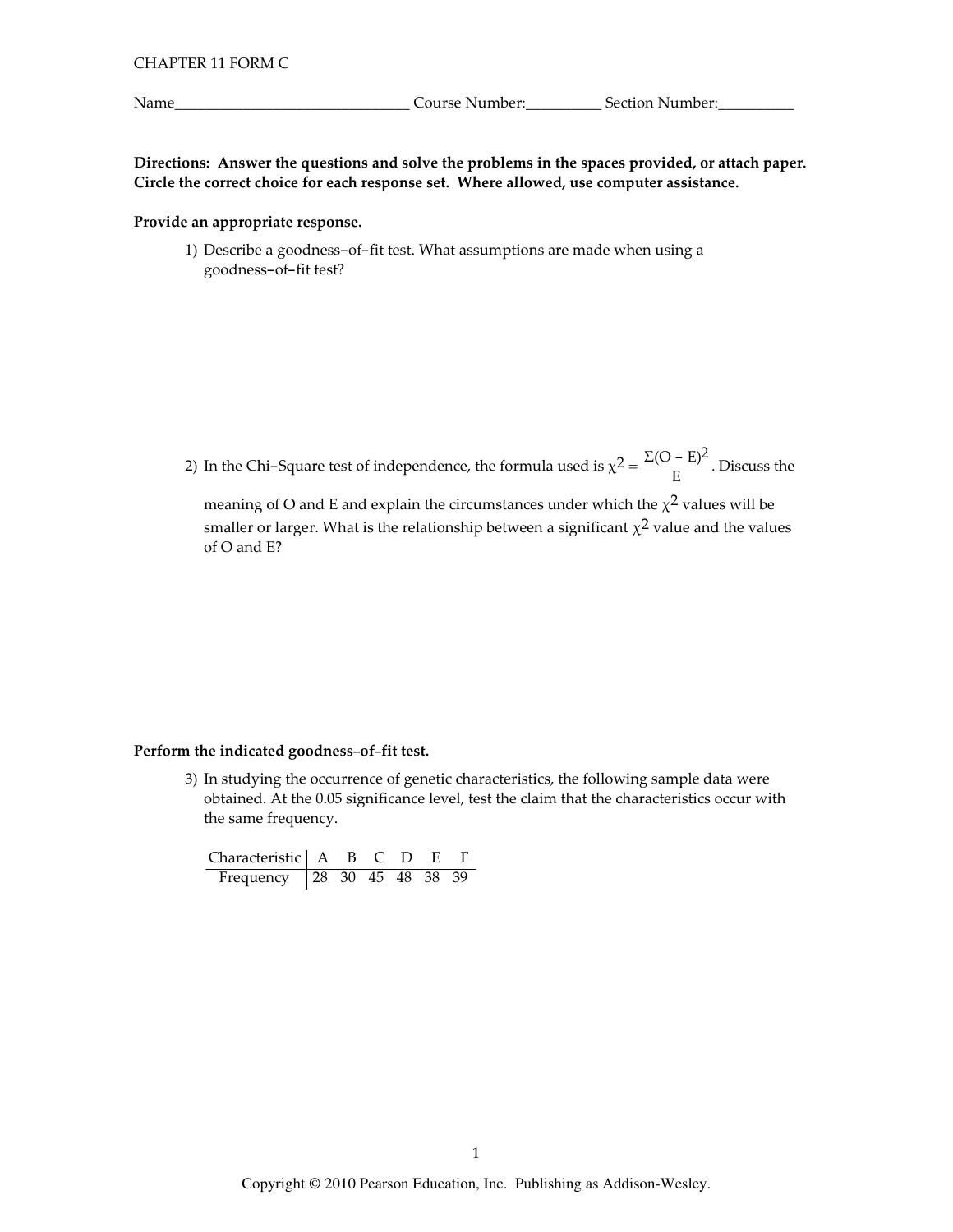CHAPTER 11 FORM C

Name______________________________ Course Number:__________ Section Number:__________

**Directions: Answer the questions and solve the problems in the spaces provided, or attach paper. Circle the correct choice for each response set. Where allowed, use computer assistance.**

**Provide an appropriate response.**

1) Describe a goodness–of–fit test. What assumptions are made when using a goodness–of–fit test?

2) In the Chi–Square test of independence, the formula used is $\chi^2 = \frac{\Sigma(O - E)^2}{E}$. Discuss the meaning of O and E and explain the circumstances under which the $\chi^2$ values will be smaller or larger. What is the relationship between a significant $\chi^2$ value and the values of O and E?

**Perform the indicated goodness–of–fit test.**

3) In studying the occurrence of genetic characteristics, the following sample data were obtained. At the 0.05 significance level, test the claim that the characteristics occur with the same frequency.

| Characteristic | A | B | C | D | E | F |
|---|---|---|---|---|---|---|
| Frequency | 28 | 30 | 45 | 48 | 38 | 39 |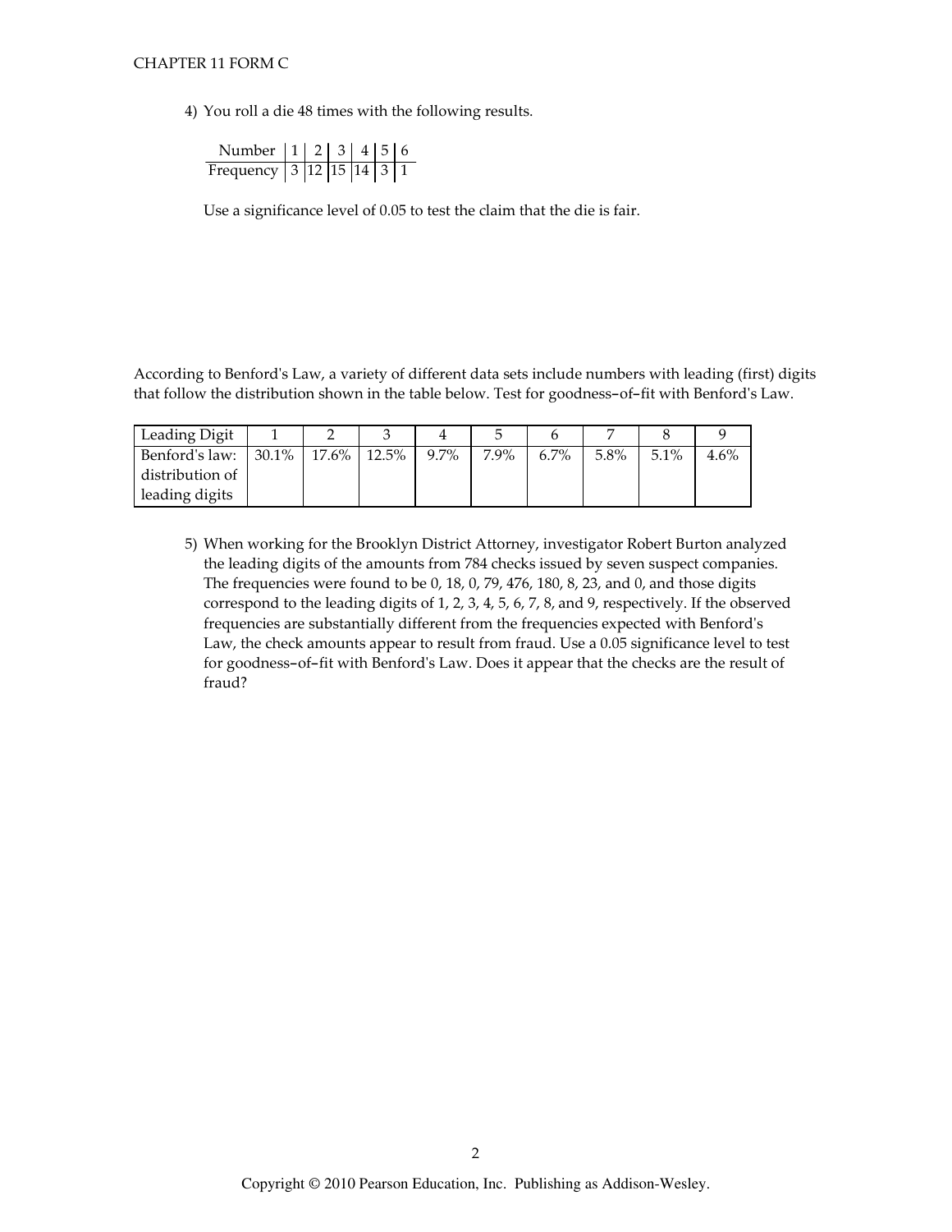4) You roll a die 48 times with the following results.

| Number | 1 | 2 | 3 | 4 | 5 | 6 |
|---|---|---|---|---|---|---|
| Frequency | 3 | 12 | 15 | 14 | 3 | 1 |

Use a significance level of 0.05 to test the claim that the die is fair.

According to Benford's Law, a variety of different data sets include numbers with leading (first) digits that follow the distribution shown in the table below. Test for goodness-of-fit with Benford's Law.

| Leading Digit | 1 | 2 | 3 | 4 | 5 | 6 | 7 | 8 | 9 |
|---|---|---|---|---|---|---|---|---|---|
| Benford's law: distribution of leading digits | 30.1% | 17.6% | 12.5% | 9.7% | 7.9% | 6.7% | 5.8% | 5.1% | 4.6% |

5) When working for the Brooklyn District Attorney, investigator Robert Burton analyzed the leading digits of the amounts from 784 checks issued by seven suspect companies. The frequencies were found to be 0, 18, 0, 79, 476, 180, 8, 23, and 0, and those digits correspond to the leading digits of 1, 2, 3, 4, 5, 6, 7, 8, and 9, respectively. If the observed frequencies are substantially different from the frequencies expected with Benford's Law, the check amounts appear to result from fraud. Use a 0.05 significance level to test for goodness-of-fit with Benford's Law. Does it appear that the checks are the result of fraud?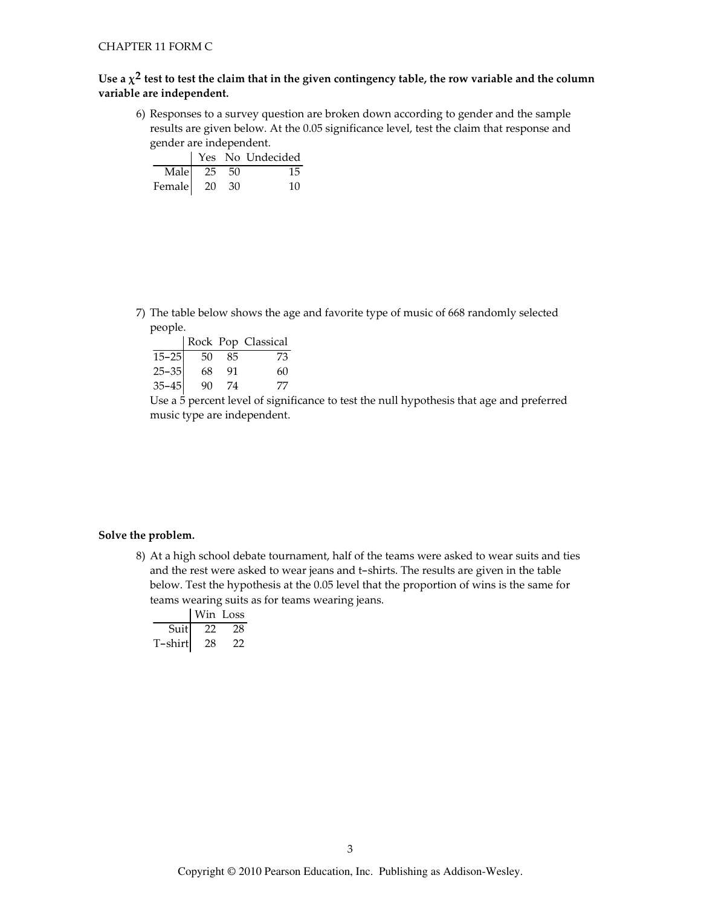**Use a $\chi^2$ test to test the claim that in the given contingency table, the row variable and the column variable are independent.**

6) Responses to a survey question are broken down according to gender and the sample results are given below. At the 0.05 significance level, test the claim that response and gender are independent.

| | Yes | No | Undecided |
|---|---|---|---|
| Male | 25 | 50 | 15 |
| Female | 20 | 30 | 10 |

7) The table below shows the age and favorite type of music of 668 randomly selected people.

| | Rock | Pop | Classical |
|---|---|---|---|
| 15-25 | 50 | 85 | 73 |
| 25-35 | 68 | 91 | 60 |
| 35-45 | 90 | 74 | 77 |

Use a 5 percent level of significance to test the null hypothesis that age and preferred music type are independent.

**Solve the problem.**

8) At a high school debate tournament, half of the teams were asked to wear suits and ties and the rest were asked to wear jeans and t-shirts. The results are given in the table below. Test the hypothesis at the 0.05 level that the proportion of wins is the same for teams wearing suits as for teams wearing jeans.

| | Win | Loss |
|---|---|---|
| Suit | 22 | 28 |
| T-shirt | 28 | 22 |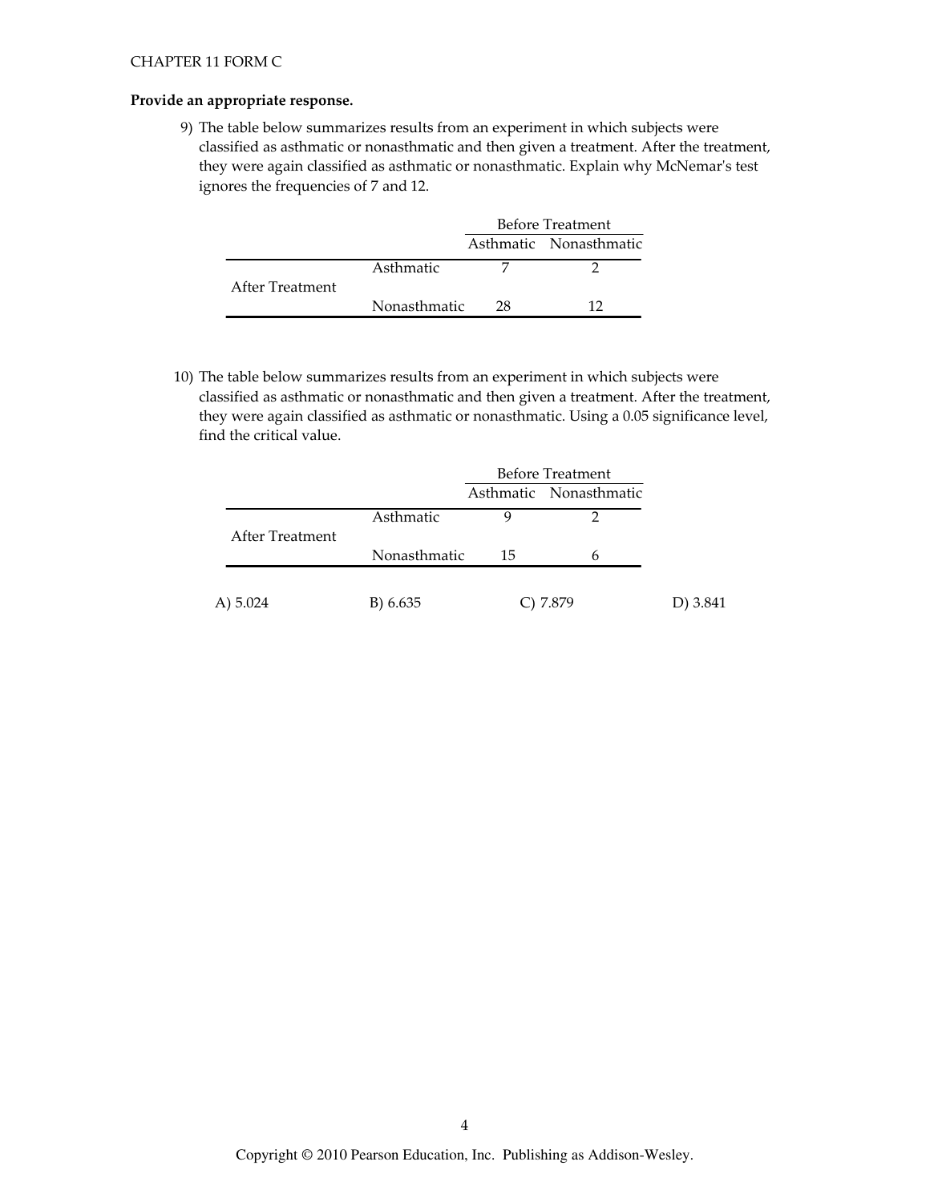CHAPTER 11 FORM C

**Provide an appropriate response.**

9) The table below summarizes results from an experiment in which subjects were classified as asthmatic or nonasthmatic and then given a treatment. After the treatment, they were again classified as asthmatic or nonasthmatic. Explain why McNemar's test ignores the frequencies of 7 and 12.

| | | Before Treatment | |
|---|---|---|---|
| | | Asthmatic | Nonasthmatic |
| After Treatment | Asthmatic | 7 | 2 |
| | Nonasthmatic | 28 | 12 |

10) The table below summarizes results from an experiment in which subjects were classified as asthmatic or nonasthmatic and then given a treatment. After the treatment, they were again classified as asthmatic or nonasthmatic. Using a 0.05 significance level, find the critical value.

| | | Before Treatment | |
|---|---|---|---|
| | | Asthmatic | Nonasthmatic |
| After Treatment | Asthmatic | 9 | 2 |
| | Nonasthmatic | 15 | 6 |

A) 5.024 B) 6.635 C) 7.879 D) 3.841

Copyright © 2010 Pearson Education, Inc. Publishing as Addison-Wesley.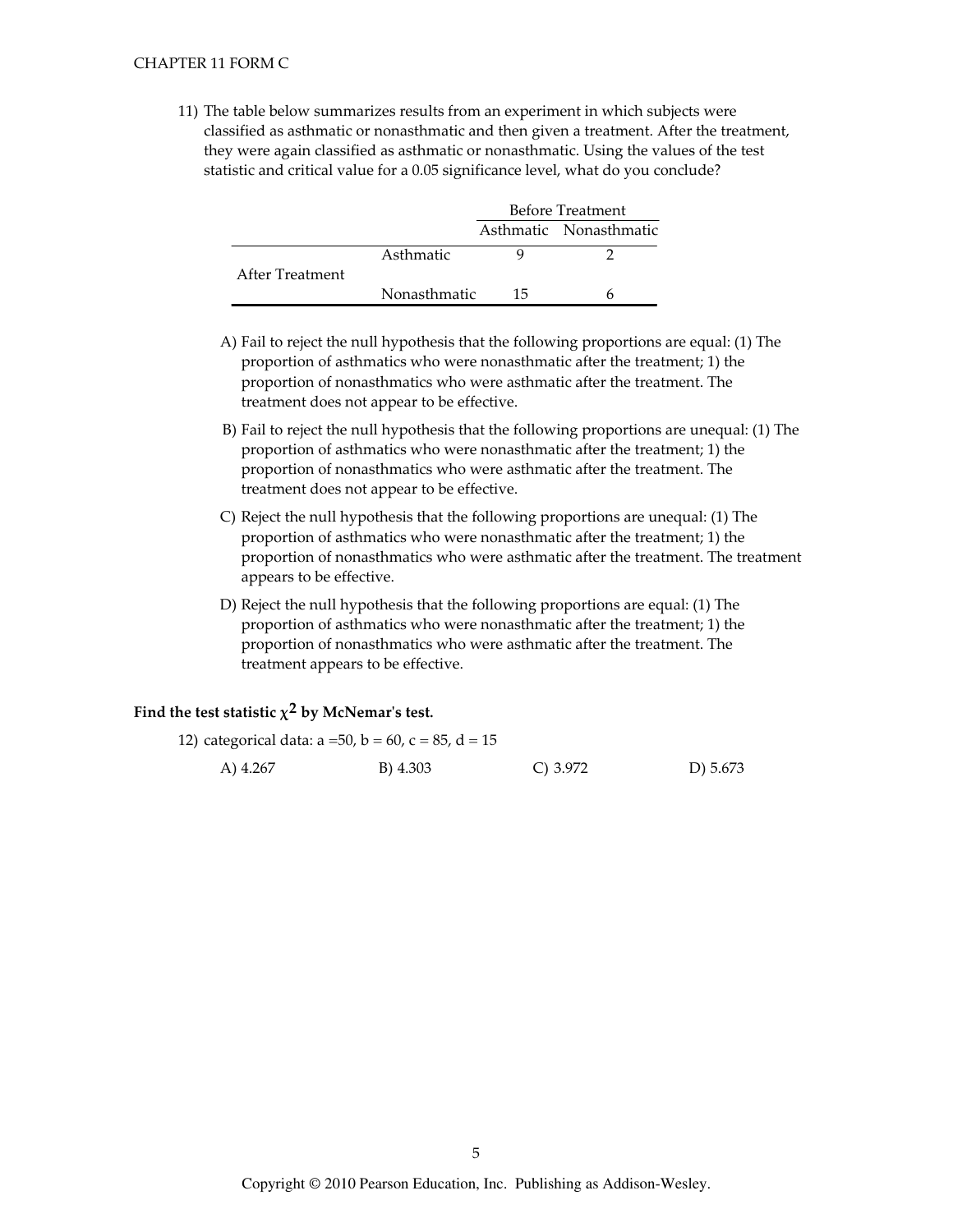11) The table below summarizes results from an experiment in which subjects were classified as asthmatic or nonasthmatic and then given a treatment. After the treatment, they were again classified as asthmatic or nonasthmatic. Using the values of the test statistic and critical value for a 0.05 significance level, what do you conclude?

| | | Before Treatment | |
|---|---|---|---|
| | | Asthmatic | Nonasthmatic |
| After Treatment | Asthmatic | 9 | 2 |
| | Nonasthmatic | 15 | 6 |

A) Fail to reject the null hypothesis that the following proportions are equal: (1) The proportion of asthmatics who were nonasthmatic after the treatment; 1) the proportion of nonasthmatics who were asthmatic after the treatment. The treatment does not appear to be effective.

B) Fail to reject the null hypothesis that the following proportions are unequal: (1) The proportion of asthmatics who were nonasthmatic after the treatment; 1) the proportion of nonasthmatics who were asthmatic after the treatment. The treatment does not appear to be effective.

C) Reject the null hypothesis that the following proportions are unequal: (1) The proportion of asthmatics who were nonasthmatic after the treatment; 1) the proportion of nonasthmatics who were asthmatic after the treatment. The treatment appears to be effective.

D) Reject the null hypothesis that the following proportions are equal: (1) The proportion of asthmatics who were nonasthmatic after the treatment; 1) the proportion of nonasthmatics who were asthmatic after the treatment. The treatment appears to be effective.

**Find the test statistic $\chi^2$ by McNemar's test.**

12) categorical data: a =50, b = 60, c = 85, d = 15

A) 4.267 B) 4.303 C) 3.972 D) 5.673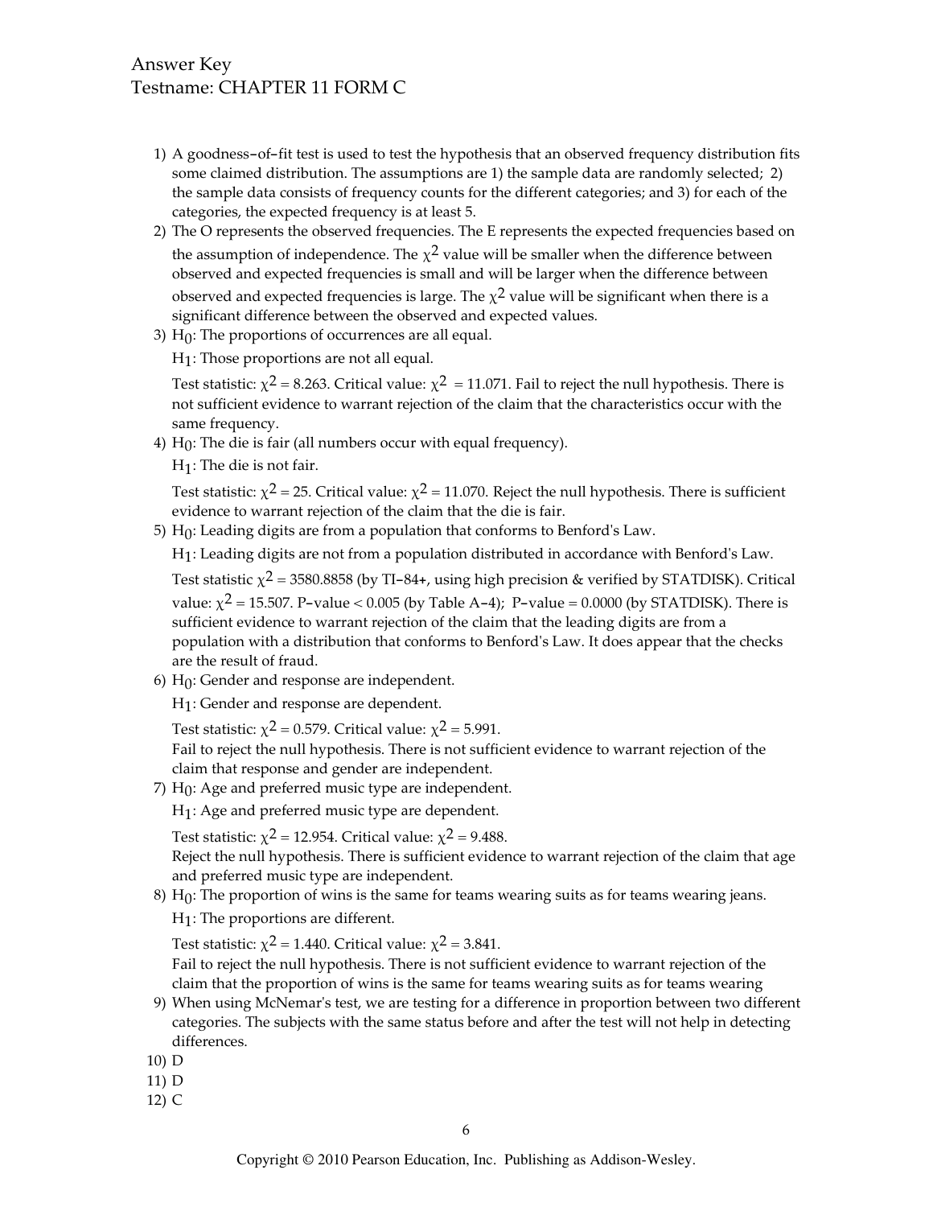Answer Key
Testname: CHAPTER 11 FORM C

1) A goodness-of-fit test is used to test the hypothesis that an observed frequency distribution fits some claimed distribution. The assumptions are 1) the sample data are randomly selected; 2) the sample data consists of frequency counts for the different categories; and 3) for each of the categories, the expected frequency is at least 5.
2) The O represents the observed frequencies. The E represents the expected frequencies based on the assumption of independence. The $\chi^2$ value will be smaller when the difference between observed and expected frequencies is small and will be larger when the difference between observed and expected frequencies is large. The $\chi^2$ value will be significant when there is a significant difference between the observed and expected values.
3) $H_0$: The proportions of occurrences are all equal.

   $H_1$: Those proportions are not all equal.

   Test statistic: $\chi^2 = 8.263$. Critical value: $\chi^2 = 11.071$. Fail to reject the null hypothesis. There is not sufficient evidence to warrant rejection of the claim that the characteristics occur with the same frequency.
4) $H_0$: The die is fair (all numbers occur with equal frequency).

   $H_1$: The die is not fair.

   Test statistic: $\chi^2 = 25$. Critical value: $\chi^2 = 11.070$. Reject the null hypothesis. There is sufficient evidence to warrant rejection of the claim that the die is fair.
5) $H_0$: Leading digits are from a population that conforms to Benford's Law.

   $H_1$: Leading digits are not from a population distributed in accordance with Benford's Law.

   Test statistic $\chi^2 = 3580.8858$ (by TI-84+, using high precision & verified by STATDISK). Critical value: $\chi^2 = 15.507$. P-value $< 0.005$ (by Table A-4); P-value $= 0.0000$ (by STATDISK). There is sufficient evidence to warrant rejection of the claim that the leading digits are from a population with a distribution that conforms to Benford's Law. It does appear that the checks are the result of fraud.
6) $H_0$: Gender and response are independent.

   $H_1$: Gender and response are dependent.

   Test statistic: $\chi^2 = 0.579$. Critical value: $\chi^2 = 5.991$.
   Fail to reject the null hypothesis. There is not sufficient evidence to warrant rejection of the claim that response and gender are independent.
7) $H_0$: Age and preferred music type are independent.

   $H_1$: Age and preferred music type are dependent.

   Test statistic: $\chi^2 = 12.954$. Critical value: $\chi^2 = 9.488$.
   Reject the null hypothesis. There is sufficient evidence to warrant rejection of the claim that age and preferred music type are independent.
8) $H_0$: The proportion of wins is the same for teams wearing suits as for teams wearing jeans.

   $H_1$: The proportions are different.

   Test statistic: $\chi^2 = 1.440$. Critical value: $\chi^2 = 3.841$.
   Fail to reject the null hypothesis. There is not sufficient evidence to warrant rejection of the claim that the proportion of wins is the same for teams wearing suits as for teams wearing
9) When using McNemar's test, we are testing for a difference in proportion between two different categories. The subjects with the same status before and after the test will not help in detecting differences.
10) D
11) D
12) C